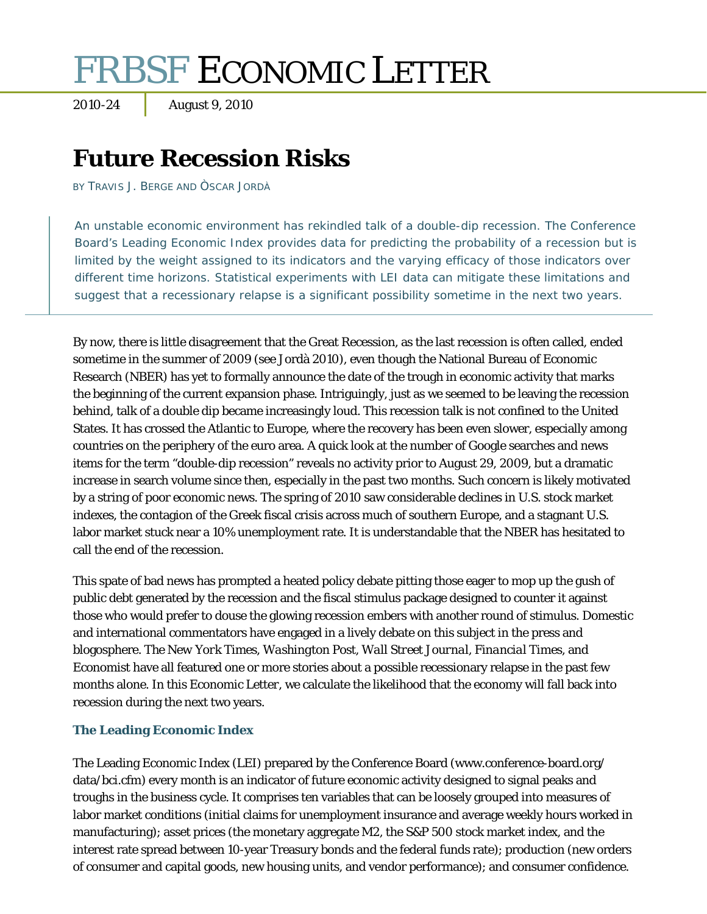# FRBSF Economic Letter

2010-24 | August 9, 2010

## Future Recession Risks

BY TRAVIS J. BERGE AND ÒSCAR JORDÀ

> An unstable economic environment has rekindled talk of a double-dip recession. The Conference Board's Leading Economic Index provides data for predicting the probability of a recession but is limited by the weight assigned to its indicators and the varying efficacy of those indicators over different time horizons. Statistical experiments with LEI data can mitigate these limitations and suggest that a recessionary relapse is a significant possibility sometime in the next two years.

By now, there is little disagreement that the Great Recession, as the last recession is often called, ended sometime in the summer of 2009 (see Jordà 2010), even though the National Bureau of Economic Research (NBER) has yet to formally announce the date of the trough in economic activity that marks the beginning of the current expansion phase. Intriguingly, just as we seemed to be leaving the recession behind, talk of a double dip became increasingly loud. This recession talk is not confined to the United States. It has crossed the Atlantic to Europe, where the recovery has been even slower, especially among countries on the periphery of the euro area. A quick look at the number of Google searches and news items for the term "double-dip recession" reveals no activity prior to August 29, 2009, but a dramatic increase in search volume since then, especially in the past two months. Such concern is likely motivated by a string of poor economic news. The spring of 2010 saw considerable declines in U.S. stock market indexes, the contagion of the Greek fiscal crisis across much of southern Europe, and a stagnant U.S. labor market stuck near a 10% unemployment rate. It is understandable that the NBER has hesitated to call the end of the recession.

This spate of bad news has prompted a heated policy debate pitting those eager to mop up the gush of public debt generated by the recession and the fiscal stimulus package designed to counter it against those who would prefer to douse the glowing recession embers with another round of stimulus. Domestic and international commentators have engaged in a lively debate on this subject in the press and blogosphere. The *New York Times*, *Washington Post*, *Wall Street Journal*, *Financial Times*, and Economist have all featured one or more stories about a possible recessionary relapse in the past few months alone. In this Economic Letter, we calculate the likelihood that the economy will fall back into recession during the next two years.

### The Leading Economic Index

The Leading Economic Index (LEI) prepared by the Conference Board (www.conference-board.org/data/bci.cfm) every month is an indicator of future economic activity designed to signal peaks and troughs in the business cycle. It comprises ten variables that can be loosely grouped into measures of labor market conditions (initial claims for unemployment insurance and average weekly hours worked in manufacturing); asset prices (the monetary aggregate M2, the S&P 500 stock market index, and the interest rate spread between 10-year Treasury bonds and the federal funds rate); production (new orders of consumer and capital goods, new housing units, and vendor performance); and consumer confidence.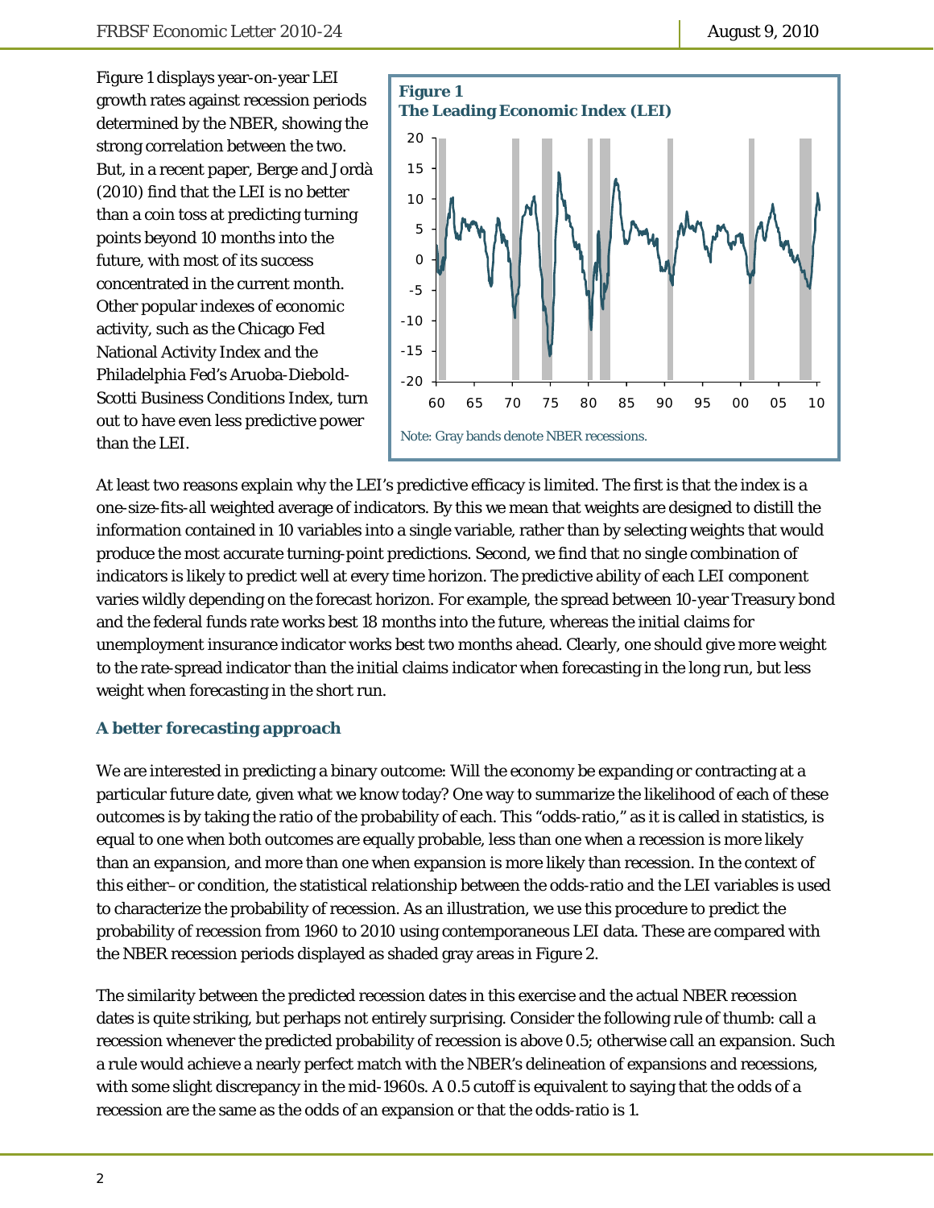Figure 1 displays year-on-year LEI growth rates against recession periods determined by the NBER, showing the strong correlation between the two. But, in a recent paper, Berge and Jordà (2010) find that the LEI is no better than a coin toss at predicting turning points beyond 10 months into the future, with most of its success concentrated in the current month. Other popular indexes of economic activity, such as the Chicago Fed National Activity Index and the Philadelphia Fed's Aruoba-Diebold-Scotti Business Conditions Index, turn out to have even less predictive power than the LEI.

**Figure 1**
**The Leading Economic Index (LEI)**

Note: Gray bands denote NBER recessions.

At least two reasons explain why the LEI's predictive efficacy is limited. The first is that the index is a one-size-fits-all weighted average of indicators. By this we mean that weights are designed to distill the information contained in 10 variables into a single variable, rather than by selecting weights that would produce the most accurate turning-point predictions. Second, we find that no single combination of indicators is likely to predict well at every time horizon. The predictive ability of each LEI component varies wildly depending on the forecast horizon. For example, the spread between 10-year Treasury bond and the federal funds rate works best 18 months into the future, whereas the initial claims for unemployment insurance indicator works best two months ahead. Clearly, one should give more weight to the rate-spread indicator than the initial claims indicator when forecasting in the long run, but less weight when forecasting in the short run.

### A better forecasting approach

We are interested in predicting a binary outcome: Will the economy be expanding or contracting at a particular future date, given what we know today? One way to summarize the likelihood of each of these outcomes is by taking the ratio of the probability of each. This "odds-ratio," as it is called in statistics, is equal to one when both outcomes are equally probable, less than one when a recession is more likely than an expansion, and more than one when expansion is more likely than recession. In the context of this either–or condition, the statistical relationship between the odds-ratio and the LEI variables is used to characterize the probability of recession. As an illustration, we use this procedure to predict the probability of recession from 1960 to 2010 using contemporaneous LEI data. These are compared with the NBER recession periods displayed as shaded gray areas in Figure 2.

The similarity between the predicted recession dates in this exercise and the actual NBER recession dates is quite striking, but perhaps not entirely surprising. Consider the following rule of thumb: call a recession whenever the predicted probability of recession is above 0.5; otherwise call an expansion. Such a rule would achieve a nearly perfect match with the NBER's delineation of expansions and recessions, with some slight discrepancy in the mid-1960s. A 0.5 cutoff is equivalent to saying that the odds of a recession are the same as the odds of an expansion or that the odds-ratio is 1.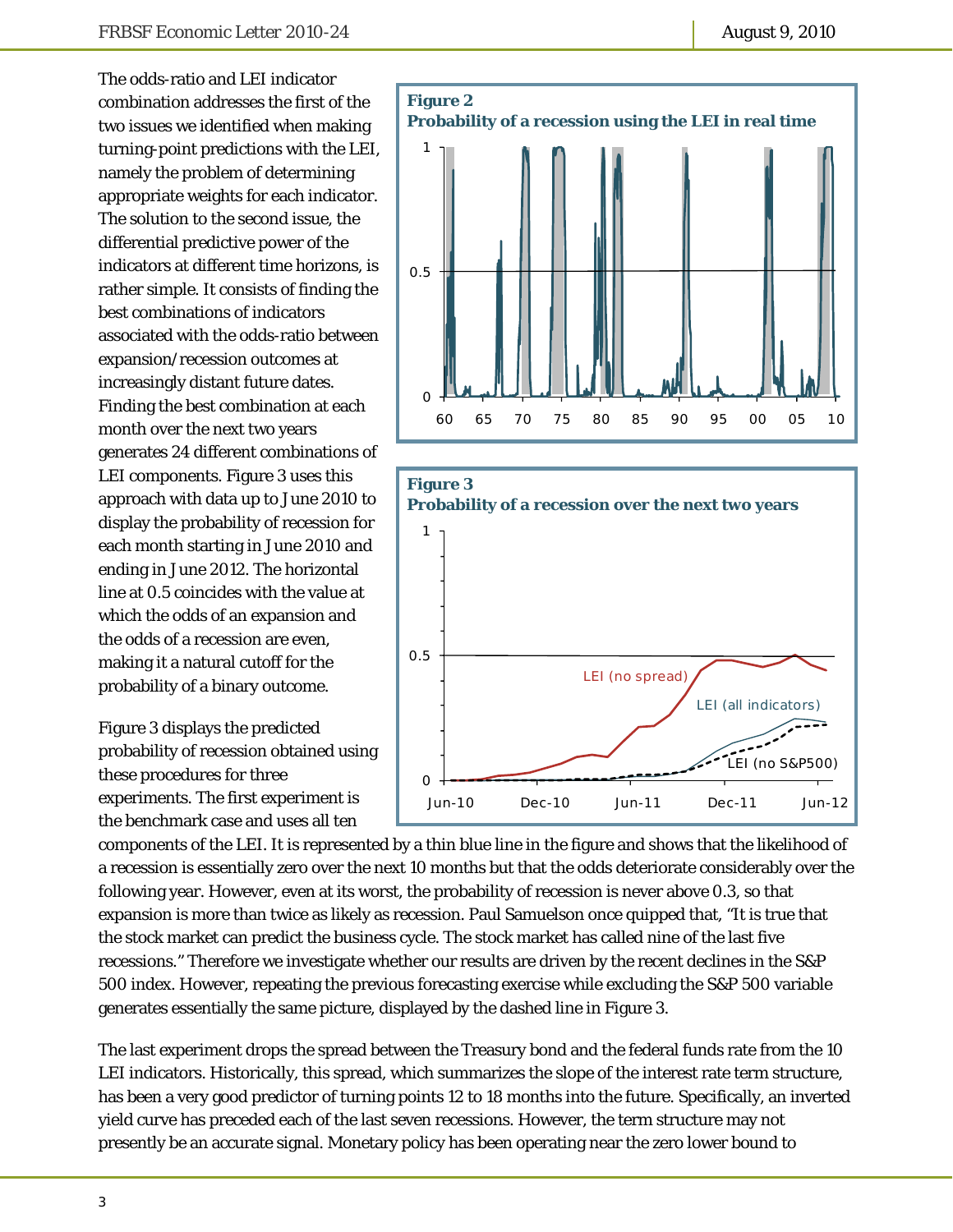The odds-ratio and LEI indicator combination addresses the first of the two issues we identified when making turning-point predictions with the LEI, namely the problem of determining appropriate weights for each indicator. The solution to the second issue, the differential predictive power of the indicators at different time horizons, is rather simple. It consists of finding the best combinations of indicators associated with the odds-ratio between expansion/recession outcomes at increasingly distant future dates. Finding the best combination at each month over the next two years generates 24 different combinations of LEI components. Figure 3 uses this approach with data up to June 2010 to display the probability of recession for each month starting in June 2010 and ending in June 2012. The horizontal line at 0.5 coincides with the value at which the odds of an expansion and the odds of a recession are even, making it a natural cutoff for the probability of a binary outcome.

**Figure 2**
**Probability of a recession using the LEI in real time**

**Figure 3**
**Probability of a recession over the next two years**

Figure 3 displays the predicted probability of recession obtained using these procedures for three experiments. The first experiment is the benchmark case and uses all ten components of the LEI. It is represented by a thin blue line in the figure and shows that the likelihood of a recession is essentially zero over the next 10 months but that the odds deteriorate considerably over the following year. However, even at its worst, the probability of recession is never above 0.3, so that expansion is more than twice as likely as recession. Paul Samuelson once quipped that, "It is true that the stock market can predict the business cycle. The stock market has called nine of the last five recessions." Therefore we investigate whether our results are driven by the recent declines in the S&P 500 index. However, repeating the previous forecasting exercise while excluding the S&P 500 variable generates essentially the same picture, displayed by the dashed line in Figure 3.

The last experiment drops the spread between the Treasury bond and the federal funds rate from the 10 LEI indicators. Historically, this spread, which summarizes the slope of the interest rate term structure, has been a very good predictor of turning points 12 to 18 months into the future. Specifically, an inverted yield curve has preceded each of the last seven recessions. However, the term structure may not presently be an accurate signal. Monetary policy has been operating near the zero lower bound to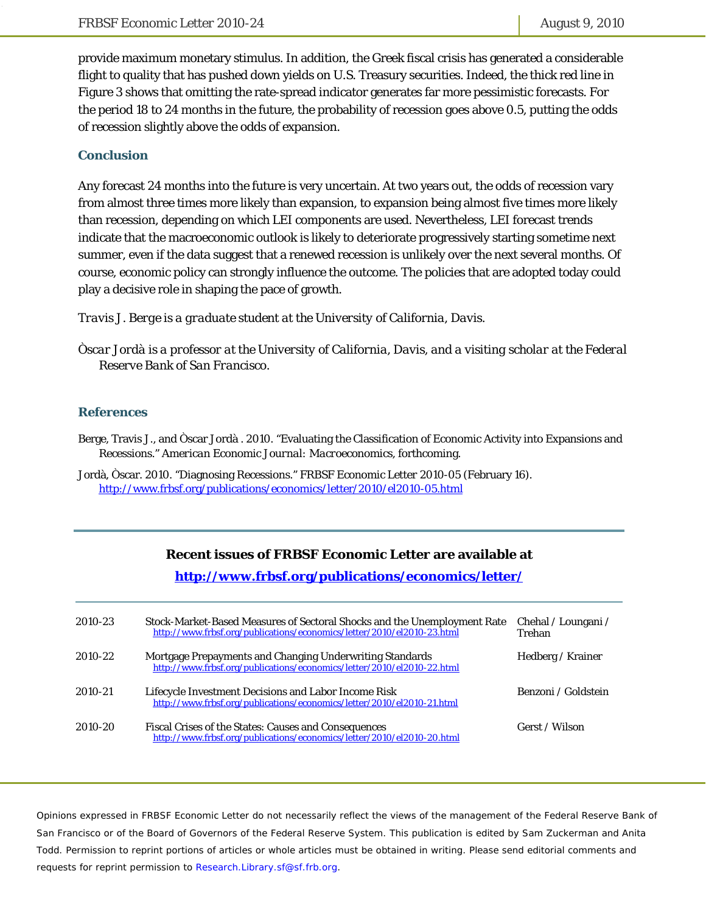provide maximum monetary stimulus. In addition, the Greek fiscal crisis has generated a considerable flight to quality that has pushed down yields on U.S. Treasury securities. Indeed, the thick red line in Figure 3 shows that omitting the rate-spread indicator generates far more pessimistic forecasts. For the period 18 to 24 months in the future, the probability of recession goes above 0.5, putting the odds of recession slightly above the odds of expansion.

## Conclusion

Any forecast 24 months into the future is very uncertain. At two years out, the odds of recession vary from almost three times more likely than expansion, to expansion being almost five times more likely than recession, depending on which LEI components are used. Nevertheless, LEI forecast trends indicate that the macroeconomic outlook is likely to deteriorate progressively starting sometime next summer, even if the data suggest that a renewed recession is unlikely over the next several months. Of course, economic policy can strongly influence the outcome. The policies that are adopted today could play a decisive role in shaping the pace of growth.

*Travis J. Berge is a graduate student at the University of California, Davis.*

*Òscar Jordà is a professor at the University of California, Davis, and a visiting scholar at the Federal Reserve Bank of San Francisco.*

## References

Berge, Travis J., and Òscar Jordà . 2010. "Evaluating the Classification of Economic Activity into Expansions and Recessions." *American Economic Journal: Macroeconomics*, forthcoming.

Jordà, Òscar. 2010. "Diagnosing Recessions." FRBSF Economic Letter 2010-05 (February 16). http://www.frbsf.org/publications/economics/letter/2010/el2010-05.html

---

**Recent issues of FRBSF Economic Letter are available at**

**http://www.frbsf.org/publications/economics/letter/**

| | | |
|---|---|---|
| 2010-23 | Stock-Market-Based Measures of Sectoral Shocks and the Unemployment Rate http://www.frbsf.org/publications/economics/letter/2010/el2010-23.html | Chehal / Loungani / Trehan |
| 2010-22 | Mortgage Prepayments and Changing Underwriting Standards http://www.frbsf.org/publications/economics/letter/2010/el2010-22.html | Hedberg / Krainer |
| 2010-21 | Lifecycle Investment Decisions and Labor Income Risk http://www.frbsf.org/publications/economics/letter/2010/el2010-21.html | Benzoni / Goldstein |
| 2010-20 | Fiscal Crises of the States: Causes and Consequences http://www.frbsf.org/publications/economics/letter/2010/el2010-20.html | Gerst / Wilson |

Opinions expressed in FRBSF Economic Letter do not necessarily reflect the views of the management of the Federal Reserve Bank of San Francisco or of the Board of Governors of the Federal Reserve System. This publication is edited by Sam Zuckerman and Anita Todd. Permission to reprint portions of articles or whole articles must be obtained in writing. Please send editorial comments and requests for reprint permission to Research.Library.sf@sf.frb.org.